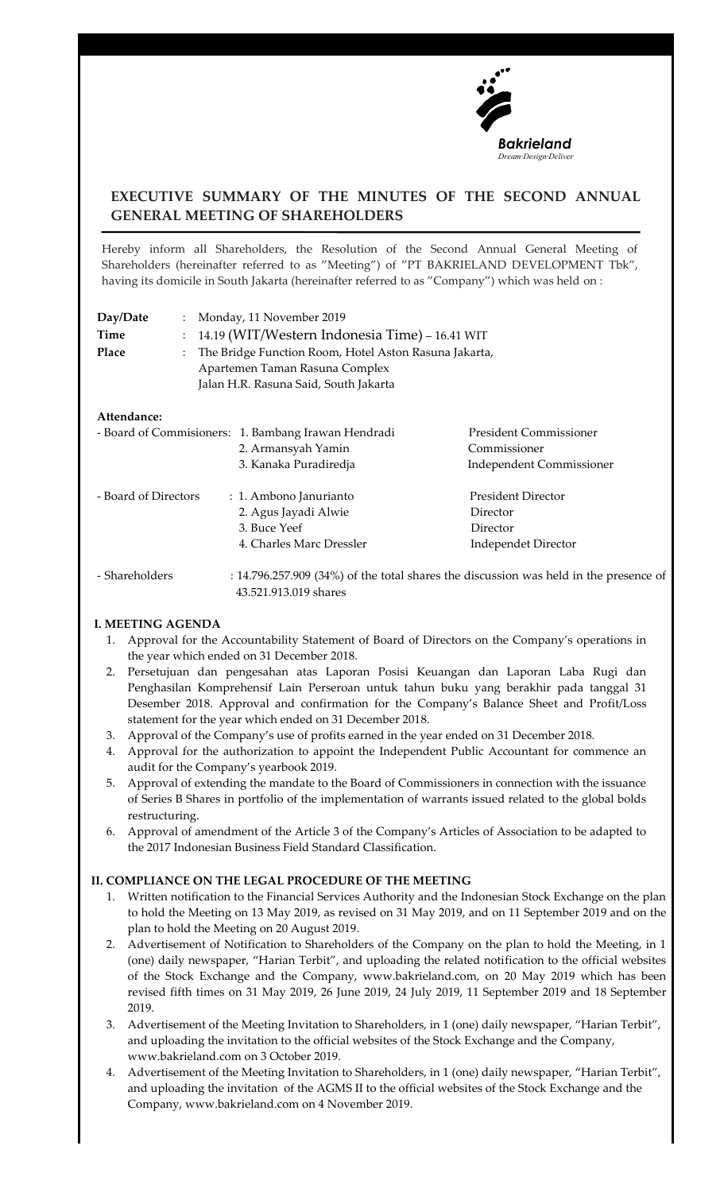Bakrieland
*Dream·Design·Deliver*

# EXECUTIVE SUMMARY OF THE MINUTES OF THE SECOND ANNUAL GENERAL MEETING OF SHAREHOLDERS

Hereby inform all Shareholders, the Resolution of the Second Annual General Meeting of Shareholders (hereinafter referred to as "Meeting") of "PT BAKRIELAND DEVELOPMENT Tbk", having its domicile in South Jakarta (hereinafter referred to as "Company") which was held on :

| | | |
|---|---|---|
| **Day/Date** | : | Monday, 11 November 2019 |
| **Time** | : | 14.19 (WIT/Western Indonesia Time) – 16.41 WIT |
| **Place** | : | The Bridge Function Room, Hotel Aston Rasuna Jakarta, Apartemen Taman Rasuna Complex Jalan H.R. Rasuna Said, South Jakarta |

**Attendance:**

| | | |
|---|---|---|
| - Board of Commisioners: | 1. Bambang Irawan Hendradi | President Commissioner |
| | 2. Armansyah Yamin | Commissioner |
| | 3. Kanaka Puradiredja | Independent Commissioner |
| - Board of Directors | : 1. Ambono Janurianto | President Director |
| | 2. Agus Jayadi Alwie | Director |
| | 3. Buce Yeef | Director |
| | 4. Charles Marc Dressler | Independet Director |

- Shareholders : 14.796.257.909 (34%) of the total shares the discussion was held in the presence of 43.521.913.019 shares

### I. MEETING AGENDA

1. Approval for the Accountability Statement of Board of Directors on the Company's operations in the year which ended on 31 December 2018.
2. Persetujuan dan pengesahan atas Laporan Posisi Keuangan dan Laporan Laba Rugi dan Penghasilan Komprehensif Lain Perseroan untuk tahun buku yang berakhir pada tanggal 31 Desember 2018. Approval and confirmation for the Company's Balance Sheet and Profit/Loss statement for the year which ended on 31 December 2018.
3. Approval of the Company's use of profits earned in the year ended on 31 December 2018.
4. Approval for the authorization to appoint the Independent Public Accountant for commence an audit for the Company's yearbook 2019.
5. Approval of extending the mandate to the Board of Commissioners in connection with the issuance of Series B Shares in portfolio of the implementation of warrants issued related to the global bolds restructuring.
6. Approval of amendment of the Article 3 of the Company's Articles of Association to be adapted to the 2017 Indonesian Business Field Standard Classification.

### II. COMPLIANCE ON THE LEGAL PROCEDURE OF THE MEETING

1. Written notification to the Financial Services Authority and the Indonesian Stock Exchange on the plan to hold the Meeting on 13 May 2019, as revised on 31 May 2019, and on 11 September 2019 and on the plan to hold the Meeting on 20 August 2019.
2. Advertisement of Notification to Shareholders of the Company on the plan to hold the Meeting, in 1 (one) daily newspaper, "Harian Terbit", and uploading the related notification to the official websites of the Stock Exchange and the Company, www.bakrieland.com, on 20 May 2019 which has been revised fifth times on 31 May 2019, 26 June 2019, 24 July 2019, 11 September 2019 and 18 September 2019.
3. Advertisement of the Meeting Invitation to Shareholders, in 1 (one) daily newspaper, "Harian Terbit", and uploading the invitation to the official websites of the Stock Exchange and the Company, www.bakrieland.com on 3 October 2019.
4. Advertisement of the Meeting Invitation to Shareholders, in 1 (one) daily newspaper, "Harian Terbit", and uploading the invitation of the AGMS II to the official websites of the Stock Exchange and the Company, www.bakrieland.com on 4 November 2019.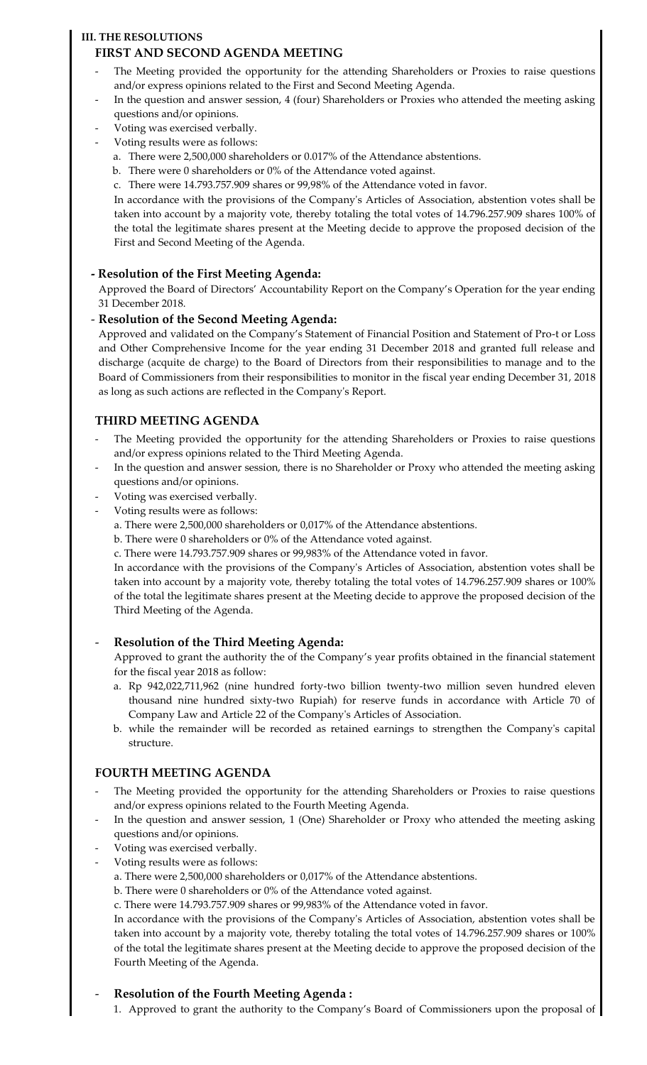### III. THE RESOLUTIONS

### FIRST AND SECOND AGENDA MEETING

- The Meeting provided the opportunity for the attending Shareholders or Proxies to raise questions and/or express opinions related to the First and Second Meeting Agenda.
- In the question and answer session, 4 (four) Shareholders or Proxies who attended the meeting asking questions and/or opinions.
- Voting was exercised verbally.
- Voting results were as follows:
  a. There were 2,500,000 shareholders or 0.017% of the Attendance abstentions.
  b. There were 0 shareholders or 0% of the Attendance voted against.
  c. There were 14.793.757.909 shares or 99,98% of the Attendance voted in favor.

  In accordance with the provisions of the Company's Articles of Association, abstention votes shall be taken into account by a majority vote, thereby totaling the total votes of 14.796.257.909 shares 100% of the total the legitimate shares present at the Meeting decide to approve the proposed decision of the First and Second Meeting of the Agenda.

**- Resolution of the First Meeting Agenda:**

Approved the Board of Directors' Accountability Report on the Company's Operation for the year ending 31 December 2018.

- **Resolution of the Second Meeting Agenda:**

Approved and validated on the Company's Statement of Financial Position and Statement of Pro-t or Loss and Other Comprehensive Income for the year ending 31 December 2018 and granted full release and discharge (acquite de charge) to the Board of Directors from their responsibilities to manage and to the Board of Commissioners from their responsibilities to monitor in the fiscal year ending December 31, 2018 as long as such actions are reflected in the Company's Report.

### THIRD MEETING AGENDA

- The Meeting provided the opportunity for the attending Shareholders or Proxies to raise questions and/or express opinions related to the Third Meeting Agenda.
- In the question and answer session, there is no Shareholder or Proxy who attended the meeting asking questions and/or opinions.
- Voting was exercised verbally.
- Voting results were as follows:
  a. There were 2,500,000 shareholders or 0,017% of the Attendance abstentions.
  b. There were 0 shareholders or 0% of the Attendance voted against.
  c. There were 14.793.757.909 shares or 99,983% of the Attendance voted in favor.

  In accordance with the provisions of the Company's Articles of Association, abstention votes shall be taken into account by a majority vote, thereby totaling the total votes of 14.796.257.909 shares or 100% of the total the legitimate shares present at the Meeting decide to approve the proposed decision of the Third Meeting of the Agenda.

- **Resolution of the Third Meeting Agenda:**

  Approved to grant the authority the of the Company's year profits obtained in the financial statement for the fiscal year 2018 as follow:
  a. Rp 942,022,711,962 (nine hundred forty-two billion twenty-two million seven hundred eleven thousand nine hundred sixty-two Rupiah) for reserve funds in accordance with Article 70 of Company Law and Article 22 of the Company's Articles of Association.
  b. while the remainder will be recorded as retained earnings to strengthen the Company's capital structure.

### FOURTH MEETING AGENDA

- The Meeting provided the opportunity for the attending Shareholders or Proxies to raise questions and/or express opinions related to the Fourth Meeting Agenda.
- In the question and answer session, 1 (One) Shareholder or Proxy who attended the meeting asking questions and/or opinions.
- Voting was exercised verbally.
- Voting results were as follows:
  a. There were 2,500,000 shareholders or 0,017% of the Attendance abstentions.
  b. There were 0 shareholders or 0% of the Attendance voted against.
  c. There were 14.793.757.909 shares or 99,983% of the Attendance voted in favor.

  In accordance with the provisions of the Company's Articles of Association, abstention votes shall be taken into account by a majority vote, thereby totaling the total votes of 14.796.257.909 shares or 100% of the total the legitimate shares present at the Meeting decide to approve the proposed decision of the Fourth Meeting of the Agenda.

- **Resolution of the Fourth Meeting Agenda :**
  1. Approved to grant the authority to the Company's Board of Commissioners upon the proposal of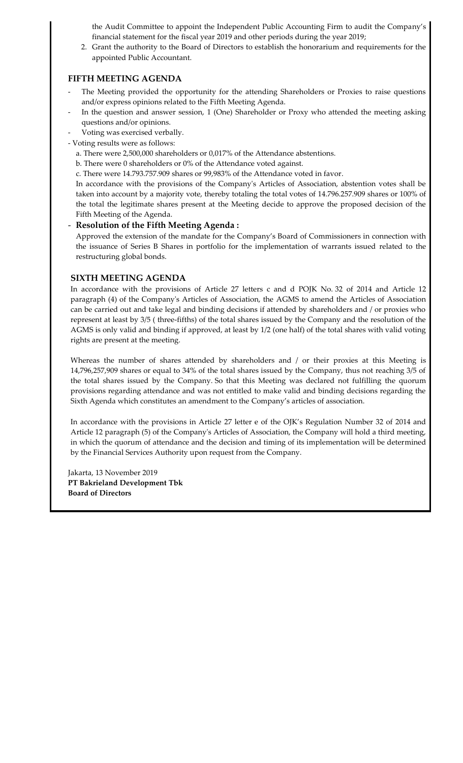the Audit Committee to appoint the Independent Public Accounting Firm to audit the Company's financial statement for the fiscal year 2019 and other periods during the year 2019;

2. Grant the authority to the Board of Directors to establish the honorarium and requirements for the appointed Public Accountant.

## FIFTH MEETING AGENDA

- The Meeting provided the opportunity for the attending Shareholders or Proxies to raise questions and/or express opinions related to the Fifth Meeting Agenda.
- In the question and answer session, 1 (One) Shareholder or Proxy who attended the meeting asking questions and/or opinions.
- Voting was exercised verbally.
- Voting results were as follows:
  - a. There were 2,500,000 shareholders or 0,017% of the Attendance abstentions.
  - b. There were 0 shareholders or 0% of the Attendance voted against.
  - c. There were 14.793.757.909 shares or 99,983% of the Attendance voted in favor.

  In accordance with the provisions of the Company's Articles of Association, abstention votes shall be taken into account by a majority vote, thereby totaling the total votes of 14.796.257.909 shares or 100% of the total the legitimate shares present at the Meeting decide to approve the proposed decision of the Fifth Meeting of the Agenda.

- **Resolution of the Fifth Meeting Agenda :**

  Approved the extension of the mandate for the Company's Board of Commissioners in connection with the issuance of Series B Shares in portfolio for the implementation of warrants issued related to the restructuring global bonds.

## SIXTH MEETING AGENDA

In accordance with the provisions of Article 27 letters c and d POJK No. 32 of 2014 and Article 12 paragraph (4) of the Company's Articles of Association, the AGMS to amend the Articles of Association can be carried out and take legal and binding decisions if attended by shareholders and / or proxies who represent at least by 3/5 ( three-fifths) of the total shares issued by the Company and the resolution of the AGMS is only valid and binding if approved, at least by 1/2 (one half) of the total shares with valid voting rights are present at the meeting.

Whereas the number of shares attended by shareholders and / or their proxies at this Meeting is 14,796,257,909 shares or equal to 34% of the total shares issued by the Company, thus not reaching 3/5 of the total shares issued by the Company. So that this Meeting was declared not fulfilling the quorum provisions regarding attendance and was not entitled to make valid and binding decisions regarding the Sixth Agenda which constitutes an amendment to the Company's articles of association.

In accordance with the provisions in Article 27 letter e of the OJK's Regulation Number 32 of 2014 and Article 12 paragraph (5) of the Company's Articles of Association, the Company will hold a third meeting, in which the quorum of attendance and the decision and timing of its implementation will be determined by the Financial Services Authority upon request from the Company.

Jakarta, 13 November 2019
**PT Bakrieland Development Tbk**
**Board of Directors**